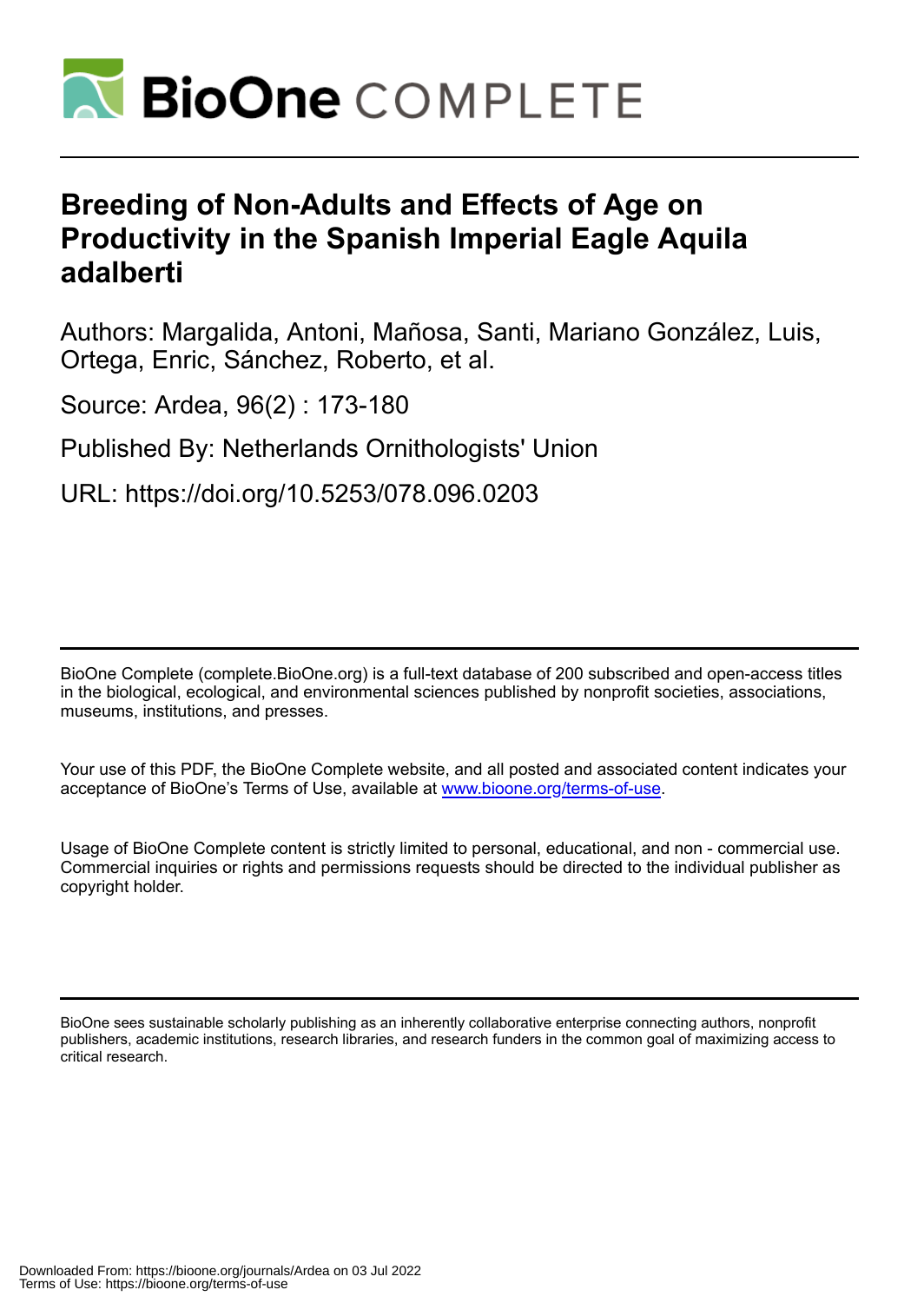BioOne COMPLETE

# Breeding of Non-Adults and Effects of Age on Productivity in the Spanish Imperial Eagle Aquila adalberti

Authors: Margalida, Antoni, Mañosa, Santi, Mariano González, Luis, Ortega, Enric, Sánchez, Roberto, et al.

Source: Ardea, 96(2) : 173-180

Published By: Netherlands Ornithologists' Union

URL: https://doi.org/10.5253/078.096.0203

BioOne Complete (complete.BioOne.org) is a full-text database of 200 subscribed and open-access titles in the biological, ecological, and environmental sciences published by nonprofit societies, associations, museums, institutions, and presses.

Your use of this PDF, the BioOne Complete website, and all posted and associated content indicates your acceptance of BioOne's Terms of Use, available at www.bioone.org/terms-of-use.

Usage of BioOne Complete content is strictly limited to personal, educational, and non - commercial use. Commercial inquiries or rights and permissions requests should be directed to the individual publisher as copyright holder.

BioOne sees sustainable scholarly publishing as an inherently collaborative enterprise connecting authors, nonprofit publishers, academic institutions, research libraries, and research funders in the common goal of maximizing access to critical research.

Downloaded From: https://bioone.org/journals/Ardea on 03 Jul 2022
Terms of Use: https://bioone.org/terms-of-use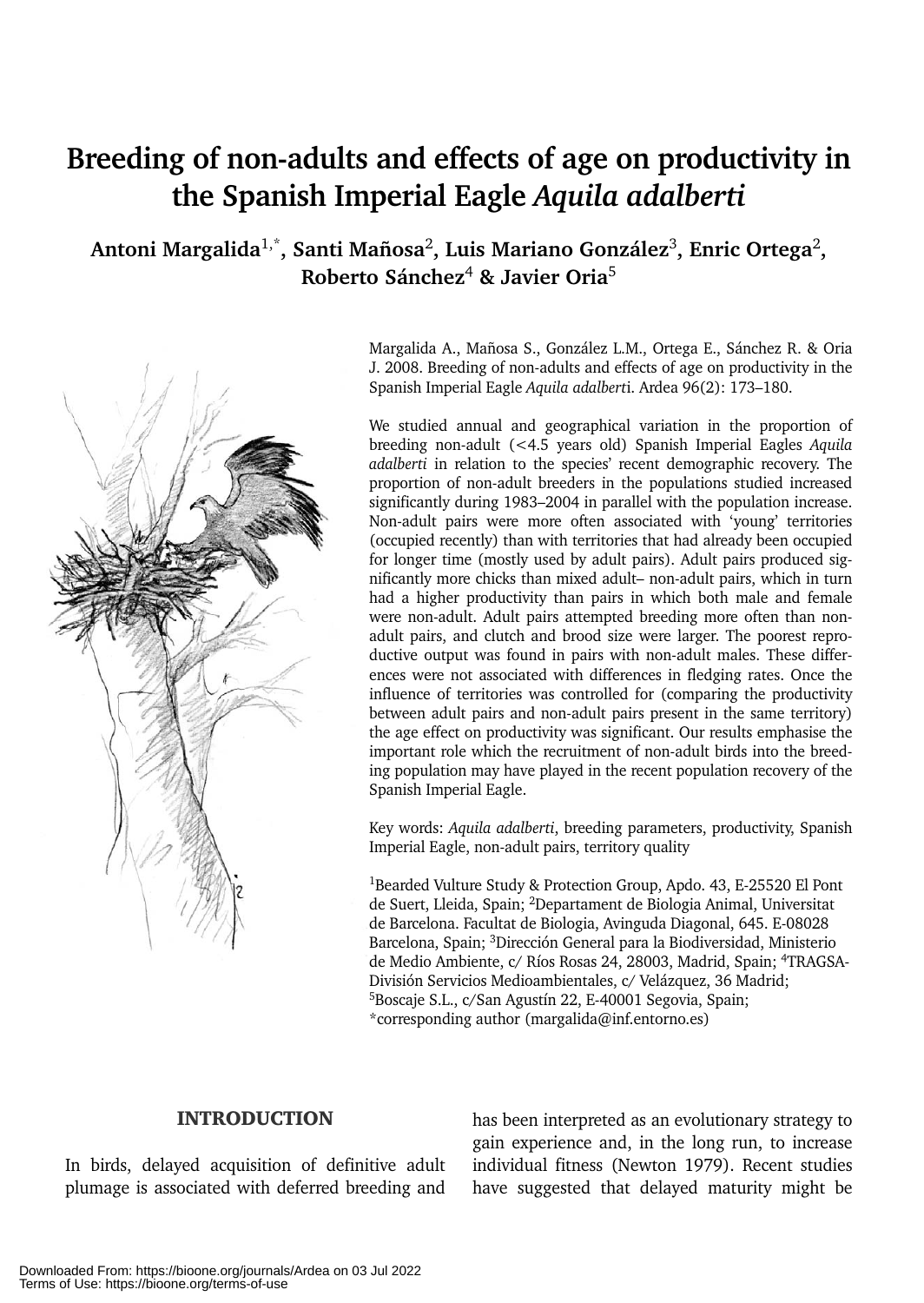# Breeding of non-adults and effects of age on productivity in the Spanish Imperial Eagle *Aquila adalberti*

**Antoni Margalida[1,*], Santi Mañosa[2], Luis Mariano González[3], Enric Ortega[2], Roberto Sánchez[4] & Javier Oria[5]**

Margalida A., Mañosa S., González L.M., Ortega E., Sánchez R. & Oria J. 2008. Breeding of non-adults and effects of age on productivity in the Spanish Imperial Eagle *Aquila adalberti*. Ardea 96(2): 173–180.

We studied annual and geographical variation in the proportion of breeding non-adult (<4.5 years old) Spanish Imperial Eagles *Aquila adalberti* in relation to the species' recent demographic recovery. The proportion of non-adult breeders in the populations studied increased significantly during 1983–2004 in parallel with the population increase. Non-adult pairs were more often associated with 'young' territories (occupied recently) than with territories that had already been occupied for longer time (mostly used by adult pairs). Adult pairs produced significantly more chicks than mixed adult– non-adult pairs, which in turn had a higher productivity than pairs in which both male and female were non-adult. Adult pairs attempted breeding more often than non-adult pairs, and clutch and brood size were larger. The poorest reproductive output was found in pairs with non-adult males. These differences were not associated with differences in fledging rates. Once the influence of territories was controlled for (comparing the productivity between adult pairs and non-adult pairs present in the same territory) the age effect on productivity was significant. Our results emphasise the important role which the recruitment of non-adult birds into the breeding population may have played in the recent population recovery of the Spanish Imperial Eagle.

Key words: *Aquila adalberti*, breeding parameters, productivity, Spanish Imperial Eagle, non-adult pairs, territory quality

[1]Bearded Vulture Study & Protection Group, Apdo. 43, E-25520 El Pont de Suert, Lleida, Spain; [2]Departament de Biologia Animal, Universitat de Barcelona. Facultat de Biologia, Avinguda Diagonal, 645. E-08028 Barcelona, Spain; [3]Dirección General para la Biodiversidad, Ministerio de Medio Ambiente, c/ Ríos Rosas 24, 28003, Madrid, Spain; [4]TRAGSA-División Servicios Medioambientales, c/ Velázquez, 36 Madrid; [5]Boscaje S.L., c/San Agustín 22, E-40001 Segovia, Spain; *corresponding author (margalida@inf.entorno.es)

## INTRODUCTION

In birds, delayed acquisition of definitive adult plumage is associated with deferred breeding and has been interpreted as an evolutionary strategy to gain experience and, in the long run, to increase individual fitness (Newton 1979). Recent studies have suggested that delayed maturity might be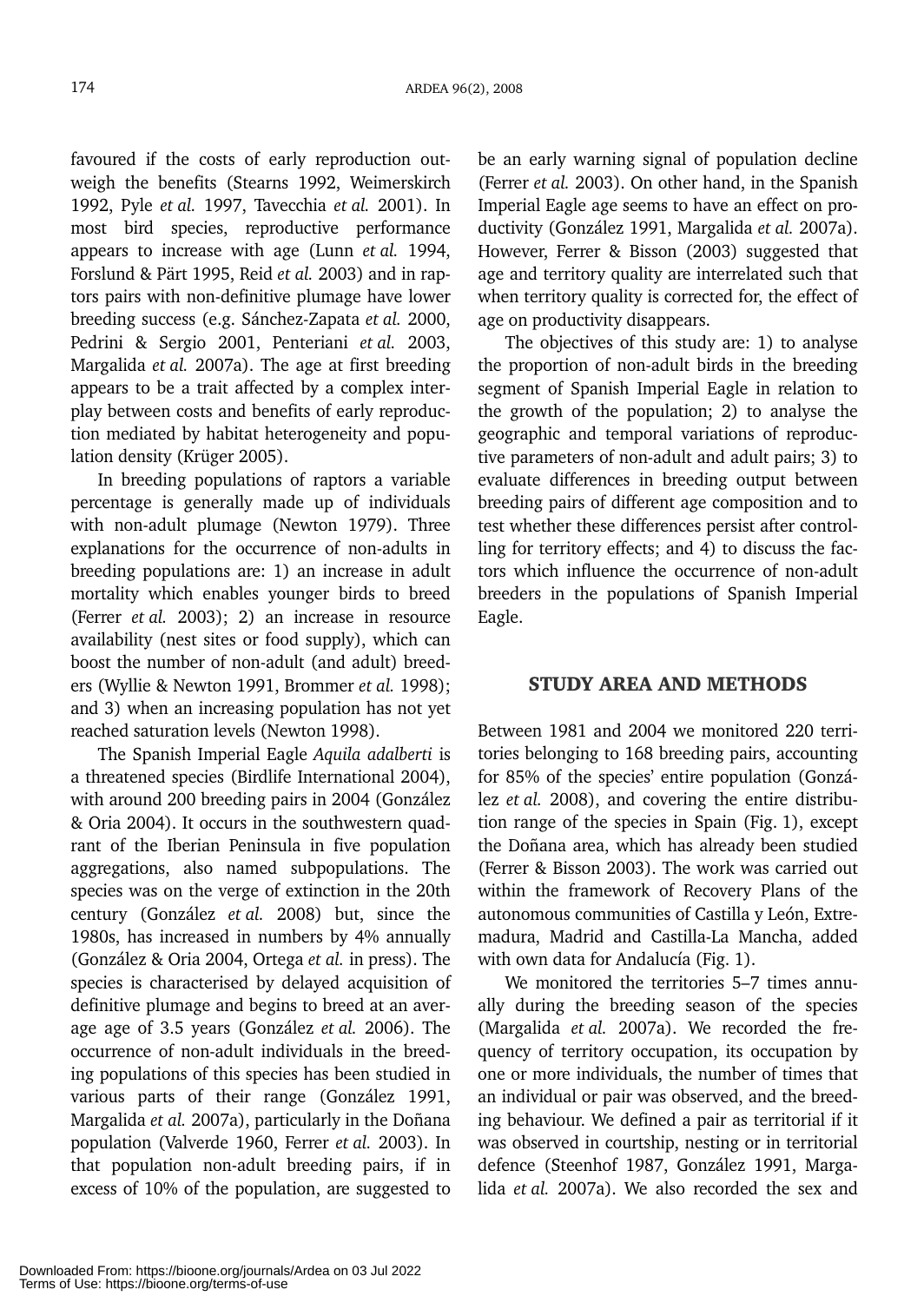favoured if the costs of early reproduction outweigh the benefits (Stearns 1992, Weimerskirch 1992, Pyle *et al.* 1997, Tavecchia *et al.* 2001). In most bird species, reproductive performance appears to increase with age (Lunn *et al.* 1994, Forslund & Pärt 1995, Reid *et al.* 2003) and in raptors pairs with non-definitive plumage have lower breeding success (e.g. Sánchez-Zapata *et al.* 2000, Pedrini & Sergio 2001, Penteriani *et al.* 2003, Margalida *et al.* 2007a). The age at first breeding appears to be a trait affected by a complex interplay between costs and benefits of early reproduction mediated by habitat heterogeneity and population density (Krüger 2005).

In breeding populations of raptors a variable percentage is generally made up of individuals with non-adult plumage (Newton 1979). Three explanations for the occurrence of non-adults in breeding populations are: 1) an increase in adult mortality which enables younger birds to breed (Ferrer *et al.* 2003); 2) an increase in resource availability (nest sites or food supply), which can boost the number of non-adult (and adult) breeders (Wyllie & Newton 1991, Brommer *et al.* 1998); and 3) when an increasing population has not yet reached saturation levels (Newton 1998).

The Spanish Imperial Eagle *Aquila adalberti* is a threatened species (Birdlife International 2004), with around 200 breeding pairs in 2004 (González & Oria 2004). It occurs in the southwestern quadrant of the Iberian Peninsula in five population aggregations, also named subpopulations. The species was on the verge of extinction in the 20th century (González *et al.* 2008) but, since the 1980s, has increased in numbers by 4% annually (González & Oria 2004, Ortega *et al.* in press). The species is characterised by delayed acquisition of definitive plumage and begins to breed at an average age of 3.5 years (González *et al.* 2006). The occurrence of non-adult individuals in the breeding populations of this species has been studied in various parts of their range (González 1991, Margalida *et al.* 2007a), particularly in the Doñana population (Valverde 1960, Ferrer *et al.* 2003). In that population non-adult breeding pairs, if in excess of 10% of the population, are suggested to be an early warning signal of population decline (Ferrer *et al.* 2003). On other hand, in the Spanish Imperial Eagle age seems to have an effect on productivity (González 1991, Margalida *et al.* 2007a). However, Ferrer & Bisson (2003) suggested that age and territory quality are interrelated such that when territory quality is corrected for, the effect of age on productivity disappears.

The objectives of this study are: 1) to analyse the proportion of non-adult birds in the breeding segment of Spanish Imperial Eagle in relation to the growth of the population; 2) to analyse the geographic and temporal variations of reproductive parameters of non-adult and adult pairs; 3) to evaluate differences in breeding output between breeding pairs of different age composition and to test whether these differences persist after controlling for territory effects; and 4) to discuss the factors which influence the occurrence of non-adult breeders in the populations of Spanish Imperial Eagle.

## STUDY AREA AND METHODS

Between 1981 and 2004 we monitored 220 territories belonging to 168 breeding pairs, accounting for 85% of the species' entire population (González *et al.* 2008), and covering the entire distribution range of the species in Spain (Fig. 1), except the Doñana area, which has already been studied (Ferrer & Bisson 2003). The work was carried out within the framework of Recovery Plans of the autonomous communities of Castilla y León, Extremadura, Madrid and Castilla-La Mancha, added with own data for Andalucía (Fig. 1).

We monitored the territories 5–7 times annually during the breeding season of the species (Margalida *et al.* 2007a). We recorded the frequency of territory occupation, its occupation by one or more individuals, the number of times that an individual or pair was observed, and the breeding behaviour. We defined a pair as territorial if it was observed in courtship, nesting or in territorial defence (Steenhof 1987, González 1991, Margalida *et al.* 2007a). We also recorded the sex and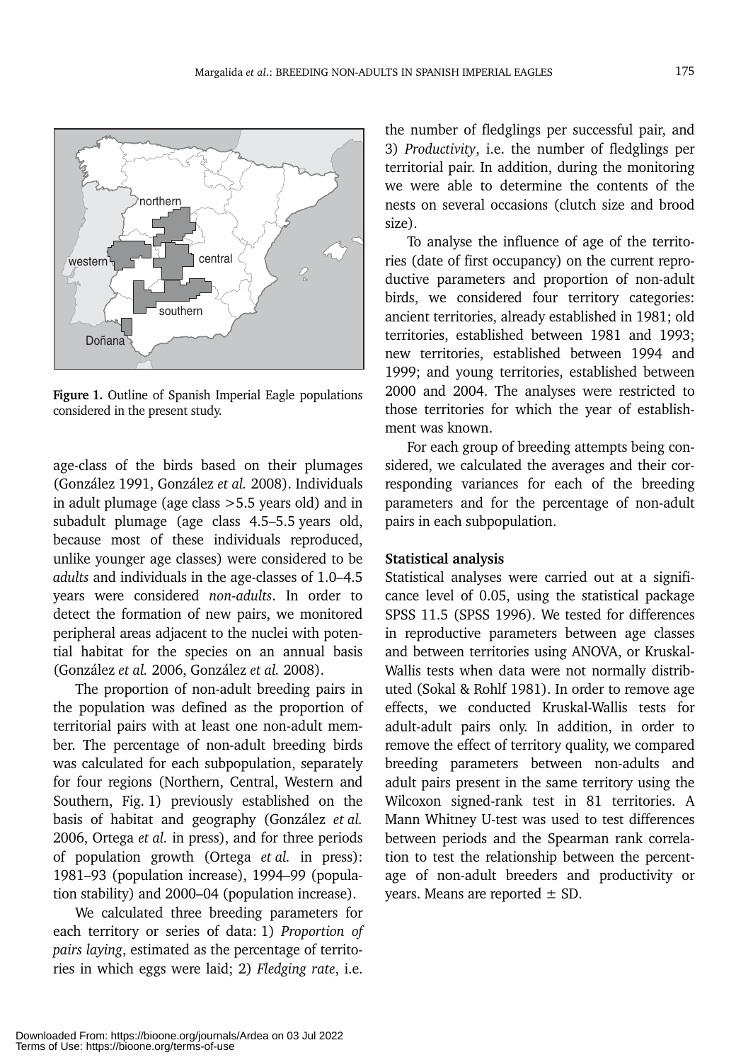Figure 1. Outline of Spanish Imperial Eagle populations considered in the present study.

age-class of the birds based on their plumages (González 1991, González *et al.* 2008). Individuals in adult plumage (age class >5.5 years old) and in subadult plumage (age class 4.5–5.5 years old, because most of these individuals reproduced, unlike younger age classes) were considered to be *adults* and individuals in the age-classes of 1.0–4.5 years were considered *non-adults*. In order to detect the formation of new pairs, we monitored peripheral areas adjacent to the nuclei with potential habitat for the species on an annual basis (González *et al.* 2006, González *et al.* 2008).

The proportion of non-adult breeding pairs in the population was defined as the proportion of territorial pairs with at least one non-adult member. The percentage of non-adult breeding birds was calculated for each subpopulation, separately for four regions (Northern, Central, Western and Southern, Fig. 1) previously established on the basis of habitat and geography (González *et al.* 2006, Ortega *et al.* in press), and for three periods of population growth (Ortega *et al.* in press): 1981–93 (population increase), 1994–99 (population stability) and 2000–04 (population increase).

We calculated three breeding parameters for each territory or series of data: 1) *Proportion of pairs laying*, estimated as the percentage of territories in which eggs were laid; 2) *Fledging rate*, i.e. the number of fledglings per successful pair, and 3) *Productivity*, i.e. the number of fledglings per territorial pair. In addition, during the monitoring we were able to determine the contents of the nests on several occasions (clutch size and brood size).

To analyse the influence of age of the territories (date of first occupancy) on the current reproductive parameters and proportion of non-adult birds, we considered four territory categories: ancient territories, already established in 1981; old territories, established between 1981 and 1993; new territories, established between 1994 and 1999; and young territories, established between 2000 and 2004. The analyses were restricted to those territories for which the year of establishment was known.

For each group of breeding attempts being considered, we calculated the averages and their corresponding variances for each of the breeding parameters and for the percentage of non-adult pairs in each subpopulation.

**Statistical analysis**

Statistical analyses were carried out at a significance level of 0.05, using the statistical package SPSS 11.5 (SPSS 1996). We tested for differences in reproductive parameters between age classes and between territories using ANOVA, or Kruskal-Wallis tests when data were not normally distributed (Sokal & Rohlf 1981). In order to remove age effects, we conducted Kruskal-Wallis tests for adult-adult pairs only. In addition, in order to remove the effect of territory quality, we compared breeding parameters between non-adults and adult pairs present in the same territory using the Wilcoxon signed-rank test in 81 territories. A Mann Whitney U-test was used to test differences between periods and the Spearman rank correlation to test the relationship between the percentage of non-adult breeders and productivity or years. Means are reported ± SD.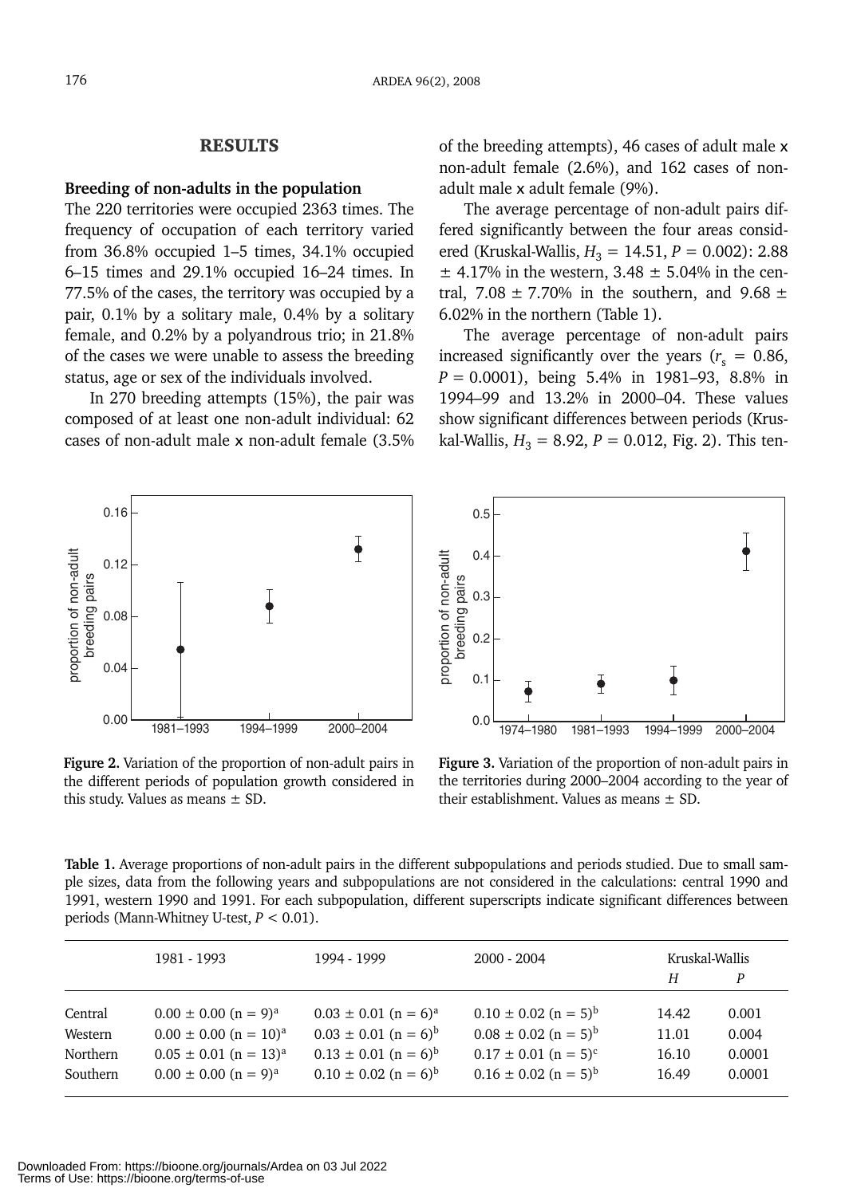## RESULTS

### Breeding of non-adults in the population

The 220 territories were occupied 2363 times. The frequency of occupation of each territory varied from 36.8% occupied 1–5 times, 34.1% occupied 6–15 times and 29.1% occupied 16–24 times. In 77.5% of the cases, the territory was occupied by a pair, 0.1% by a solitary male, 0.4% by a solitary female, and 0.2% by a polyandrous trio; in 21.8% of the cases we were unable to assess the breeding status, age or sex of the individuals involved.

In 270 breeding attempts (15%), the pair was composed of at least one non-adult individual: 62 cases of non-adult male x non-adult female (3.5% of the breeding attempts), 46 cases of adult male x non-adult female (2.6%), and 162 cases of non-adult male x adult female (9%).

The average percentage of non-adult pairs differed significantly between the four areas considered (Kruskal-Wallis, $H_3 = 14.51$, $P = 0.002$): 2.88 ± 4.17% in the western, 3.48 ± 5.04% in the central, 7.08 ± 7.70% in the southern, and 9.68 ± 6.02% in the northern (Table 1).

The average percentage of non-adult pairs increased significantly over the years ($r_s = 0.86$, $P = 0.0001$), being 5.4% in 1981–93, 8.8% in 1994–99 and 13.2% in 2000–04. These values show significant differences between periods (Kruskal-Wallis, $H_3 = 8.92$, $P = 0.012$, Fig. 2). This ten-

**Figure 2.** Variation of the proportion of non-adult pairs in the different periods of population growth considered in this study. Values as means ± SD.

**Figure 3.** Variation of the proportion of non-adult pairs in the territories during 2000–2004 according to the year of their establishment. Values as means ± SD.

**Table 1.** Average proportions of non-adult pairs in the different subpopulations and periods studied. Due to small sample sizes, data from the following years and subpopulations are not considered in the calculations: central 1990 and 1991, western 1990 and 1991. For each subpopulation, different superscripts indicate significant differences between periods (Mann-Whitney U-test, $P < 0.01$).

| | 1981 - 1993 | 1994 - 1999 | 2000 - 2004 | Kruskal-Wallis | |
|---|---|---|---|---|---|
| | | | | $H$ | $P$ |
| Central | 0.00 ± 0.00 (n = 9)[a] | 0.03 ± 0.01 (n = 6)[a] | 0.10 ± 0.02 (n = 5)[b] | 14.42 | 0.001 |
| Western | 0.00 ± 0.00 (n = 10)[a] | 0.03 ± 0.01 (n = 6)[b] | 0.08 ± 0.02 (n = 5)[b] | 11.01 | 0.004 |
| Northern | 0.05 ± 0.01 (n = 13)[a] | 0.13 ± 0.01 (n = 6)[b] | 0.17 ± 0.01 (n = 5)[c] | 16.10 | 0.0001 |
| Southern | 0.00 ± 0.00 (n = 9)[a] | 0.10 ± 0.02 (n = 6)[b] | 0.16 ± 0.02 (n = 5)[b] | 16.49 | 0.0001 |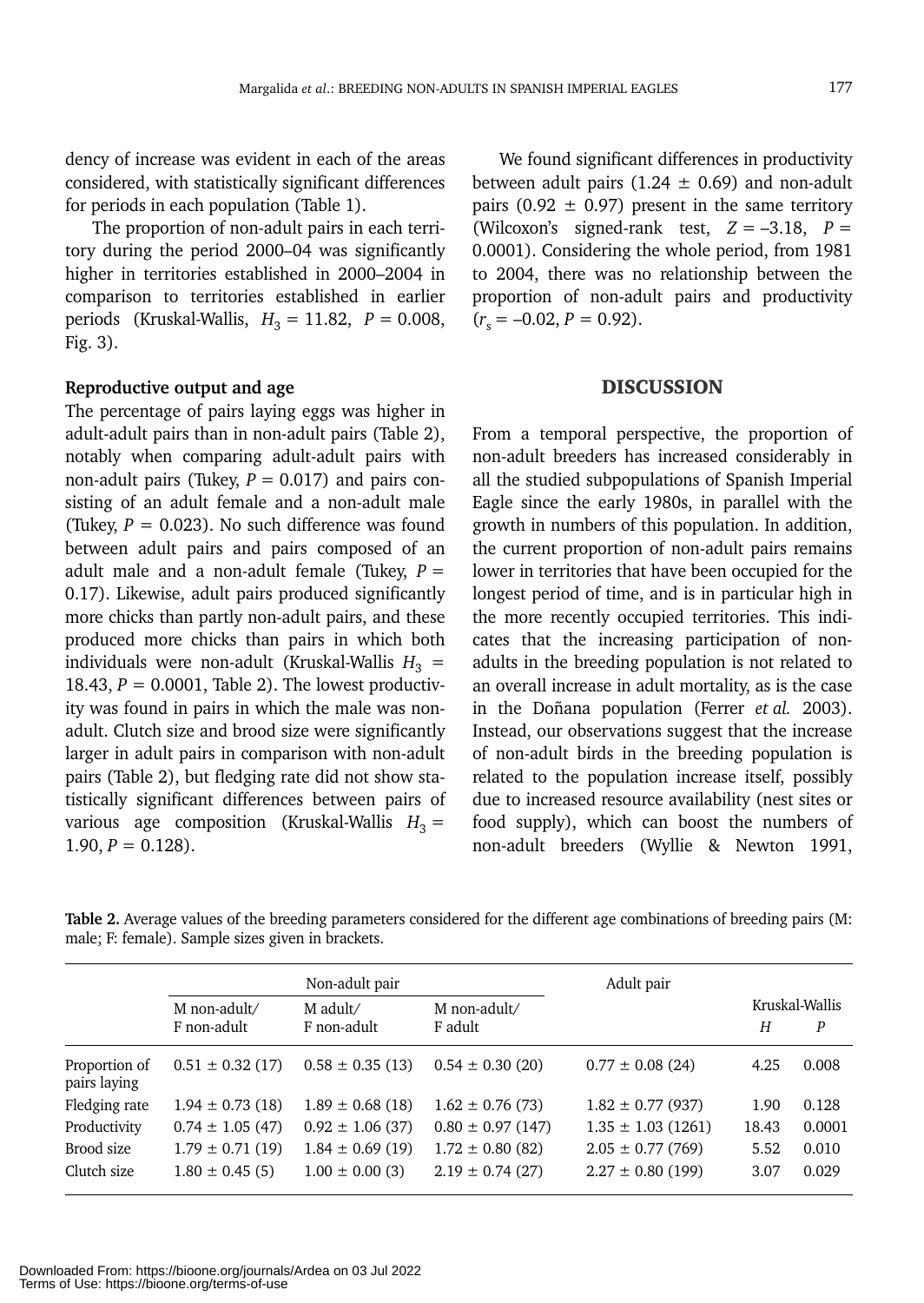dency of increase was evident in each of the areas considered, with statistically significant differences for periods in each population (Table 1).

The proportion of non-adult pairs in each territory during the period 2000–04 was significantly higher in territories established in 2000–2004 in comparison to territories established in earlier periods (Kruskal-Wallis, $H_3 = 11.82$, $P = 0.008$, Fig. 3).

**Reproductive output and age**

The percentage of pairs laying eggs was higher in adult-adult pairs than in non-adult pairs (Table 2), notably when comparing adult-adult pairs with non-adult pairs (Tukey, $P = 0.017$) and pairs consisting of an adult female and a non-adult male (Tukey, $P = 0.023$). No such difference was found between adult pairs and pairs composed of an adult male and a non-adult female (Tukey, $P = 0.17$). Likewise, adult pairs produced significantly more chicks than partly non-adult pairs, and these produced more chicks than pairs in which both individuals were non-adult (Kruskal-Wallis $H_3 = 18.43$, $P = 0.0001$, Table 2). The lowest productivity was found in pairs in which the male was non-adult. Clutch size and brood size were significantly larger in adult pairs in comparison with non-adult pairs (Table 2), but fledging rate did not show statistically significant differences between pairs of various age composition (Kruskal-Wallis $H_3 = 1.90$, $P = 0.128$).

We found significant differences in productivity between adult pairs (1.24 ± 0.69) and non-adult pairs (0.92 ± 0.97) present in the same territory (Wilcoxon's signed-rank test, $Z = -3.18$, $P = 0.0001$). Considering the whole period, from 1981 to 2004, there was no relationship between the proportion of non-adult pairs and productivity ($r_s = -0.02$, $P = 0.92$).

## DISCUSSION

From a temporal perspective, the proportion of non-adult breeders has increased considerably in all the studied subpopulations of Spanish Imperial Eagle since the early 1980s, in parallel with the growth in numbers of this population. In addition, the current proportion of non-adult pairs remains lower in territories that have been occupied for the longest period of time, and is in particular high in the more recently occupied territories. This indicates that the increasing participation of non-adults in the breeding population is not related to an overall increase in adult mortality, as is the case in the Doñana population (Ferrer *et al.* 2003). Instead, our observations suggest that the increase of non-adult birds in the breeding population is related to the population increase itself, possibly due to increased resource availability (nest sites or food supply), which can boost the numbers of non-adult breeders (Wyllie & Newton 1991,

**Table 2.** Average values of the breeding parameters considered for the different age combinations of breeding pairs (M: male; F: female). Sample sizes given in brackets.

| | Non-adult pair | | | Adult pair | Kruskal-Wallis | |
|---|---|---|---|---|---|---|
| | M non-adult/ F non-adult | M adult/ F non-adult | M non-adult/ F adult | | $H$ | $P$ |
| Proportion of pairs laying | 0.51 ± 0.32 (17) | 0.58 ± 0.35 (13) | 0.54 ± 0.30 (20) | 0.77 ± 0.08 (24) | 4.25 | 0.008 |
| Fledging rate | 1.94 ± 0.73 (18) | 1.89 ± 0.68 (18) | 1.62 ± 0.76 (73) | 1.82 ± 0.77 (937) | 1.90 | 0.128 |
| Productivity | 0.74 ± 1.05 (47) | 0.92 ± 1.06 (37) | 0.80 ± 0.97 (147) | 1.35 ± 1.03 (1261) | 18.43 | 0.0001 |
| Brood size | 1.79 ± 0.71 (19) | 1.84 ± 0.69 (19) | 1.72 ± 0.80 (82) | 2.05 ± 0.77 (769) | 5.52 | 0.010 |
| Clutch size | 1.80 ± 0.45 (5) | 1.00 ± 0.00 (3) | 2.19 ± 0.74 (27) | 2.27 ± 0.80 (199) | 3.07 | 0.029 |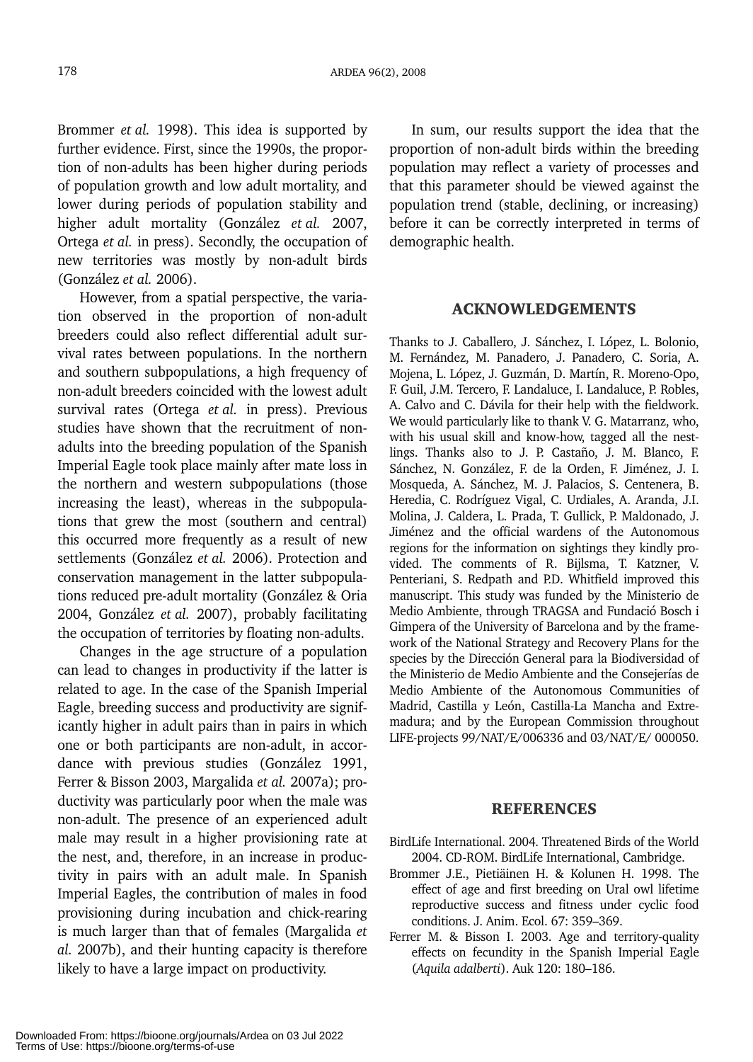Brommer *et al.* 1998). This idea is supported by further evidence. First, since the 1990s, the proportion of non-adults has been higher during periods of population growth and low adult mortality, and lower during periods of population stability and higher adult mortality (González *et al.* 2007, Ortega *et al.* in press). Secondly, the occupation of new territories was mostly by non-adult birds (González *et al.* 2006).

However, from a spatial perspective, the variation observed in the proportion of non-adult breeders could also reflect differential adult survival rates between populations. In the northern and southern subpopulations, a high frequency of non-adult breeders coincided with the lowest adult survival rates (Ortega *et al.* in press). Previous studies have shown that the recruitment of non-adults into the breeding population of the Spanish Imperial Eagle took place mainly after mate loss in the northern and western subpopulations (those increasing the least), whereas in the subpopulations that grew the most (southern and central) this occurred more frequently as a result of new settlements (González *et al.* 2006). Protection and conservation management in the latter subpopulations reduced pre-adult mortality (González & Oria 2004, González *et al.* 2007), probably facilitating the occupation of territories by floating non-adults.

Changes in the age structure of a population can lead to changes in productivity if the latter is related to age. In the case of the Spanish Imperial Eagle, breeding success and productivity are significantly higher in adult pairs than in pairs in which one or both participants are non-adult, in accordance with previous studies (González 1991, Ferrer & Bisson 2003, Margalida *et al.* 2007a); productivity was particularly poor when the male was non-adult. The presence of an experienced adult male may result in a higher provisioning rate at the nest, and, therefore, in an increase in productivity in pairs with an adult male. In Spanish Imperial Eagles, the contribution of males in food provisioning during incubation and chick-rearing is much larger than that of females (Margalida *et al.* 2007b), and their hunting capacity is therefore likely to have a large impact on productivity.

In sum, our results support the idea that the proportion of non-adult birds within the breeding population may reflect a variety of processes and that this parameter should be viewed against the population trend (stable, declining, or increasing) before it can be correctly interpreted in terms of demographic health.

## ACKNOWLEDGEMENTS

Thanks to J. Caballero, J. Sánchez, I. López, L. Bolonio, M. Fernández, M. Panadero, J. Panadero, C. Soria, A. Mojena, L. López, J. Guzmán, D. Martín, R. Moreno-Opo, F. Guil, J.M. Tercero, F. Landaluce, I. Landaluce, P. Robles, A. Calvo and C. Dávila for their help with the fieldwork. We would particularly like to thank V. G. Matarranz, who, with his usual skill and know-how, tagged all the nestlings. Thanks also to J. P. Castaño, J. M. Blanco, F. Sánchez, N. González, F. de la Orden, F. Jiménez, J. I. Mosqueda, A. Sánchez, M. J. Palacios, S. Centenera, B. Heredia, C. Rodríguez Vigal, C. Urdiales, A. Aranda, J.I. Molina, J. Caldera, L. Prada, T. Gullick, P. Maldonado, J. Jiménez and the official wardens of the Autonomous regions for the information on sightings they kindly provided. The comments of R. Bijlsma, T. Katzner, V. Penteriani, S. Redpath and P.D. Whitfield improved this manuscript. This study was funded by the Ministerio de Medio Ambiente, through TRAGSA and Fundació Bosch i Gimpera of the University of Barcelona and by the framework of the National Strategy and Recovery Plans for the species by the Dirección General para la Biodiversidad of the Ministerio de Medio Ambiente and the Consejerías de Medio Ambiente of the Autonomous Communities of Madrid, Castilla y León, Castilla-La Mancha and Extremadura; and by the European Commission throughout LIFE-projects 99/NAT/E/006336 and 03/NAT/E/ 000050.

## REFERENCES

BirdLife International. 2004. Threatened Birds of the World 2004. CD-ROM. BirdLife International, Cambridge.

Brommer J.E., Pietiäinen H. & Kolunen H. 1998. The effect of age and first breeding on Ural owl lifetime reproductive success and fitness under cyclic food conditions. J. Anim. Ecol. 67: 359–369.

Ferrer M. & Bisson I. 2003. Age and territory-quality effects on fecundity in the Spanish Imperial Eagle (*Aquila adalberti*). Auk 120: 180–186.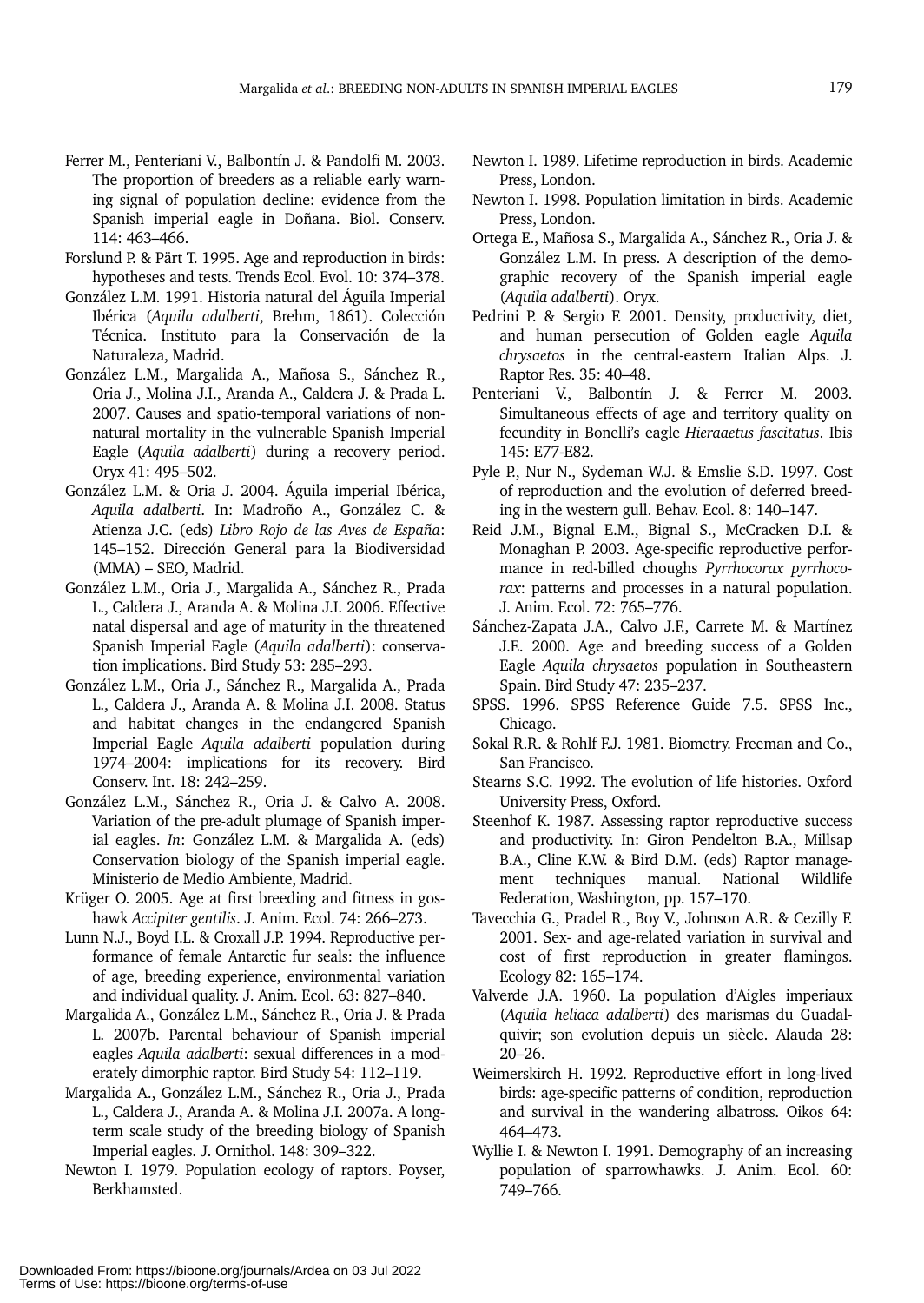Ferrer M., Penteriani V., Balbontín J. & Pandolfi M. 2003. The proportion of breeders as a reliable early warning signal of population decline: evidence from the Spanish imperial eagle in Doñana. Biol. Conserv. 114: 463–466.

Forslund P. & Pärt T. 1995. Age and reproduction in birds: hypotheses and tests. Trends Ecol. Evol. 10: 374–378.

González L.M. 1991. Historia natural del Águila Imperial Ibérica (*Aquila adalberti*, Brehm, 1861). Colección Técnica. Instituto para la Conservación de la Naturaleza, Madrid.

González L.M., Margalida A., Mañosa S., Sánchez R., Oria J., Molina J.I., Aranda A., Caldera J. & Prada L. 2007. Causes and spatio-temporal variations of non-natural mortality in the vulnerable Spanish Imperial Eagle (*Aquila adalberti*) during a recovery period. Oryx 41: 495–502.

González L.M. & Oria J. 2004. Águila imperial Ibérica, *Aquila adalberti*. In: Madroño A., González C. & Atienza J.C. (eds) *Libro Rojo de las Aves de España*: 145–152. Dirección General para la Biodiversidad (MMA) – SEO, Madrid.

González L.M., Oria J., Margalida A., Sánchez R., Prada L., Caldera J., Aranda A. & Molina J.I. 2006. Effective natal dispersal and age of maturity in the threatened Spanish Imperial Eagle (*Aquila adalberti*): conservation implications. Bird Study 53: 285–293.

González L.M., Oria J., Sánchez R., Margalida A., Prada L., Caldera J., Aranda A. & Molina J.I. 2008. Status and habitat changes in the endangered Spanish Imperial Eagle *Aquila adalberti* population during 1974–2004: implications for its recovery. Bird Conserv. Int. 18: 242–259.

González L.M., Sánchez R., Oria J. & Calvo A. 2008. Variation of the pre-adult plumage of Spanish imperial eagles. *In*: González L.M. & Margalida A. (eds) Conservation biology of the Spanish imperial eagle. Ministerio de Medio Ambiente, Madrid.

Krüger O. 2005. Age at first breeding and fitness in goshawk *Accipiter gentilis*. J. Anim. Ecol. 74: 266–273.

Lunn N.J., Boyd I.L. & Croxall J.P. 1994. Reproductive performance of female Antarctic fur seals: the influence of age, breeding experience, environmental variation and individual quality. J. Anim. Ecol. 63: 827–840.

Margalida A., González L.M., Sánchez R., Oria J. & Prada L. 2007b. Parental behaviour of Spanish imperial eagles *Aquila adalberti*: sexual differences in a moderately dimorphic raptor. Bird Study 54: 112–119.

Margalida A., González L.M., Sánchez R., Oria J., Prada L., Caldera J., Aranda A. & Molina J.I. 2007a. A long-term scale study of the breeding biology of Spanish Imperial eagles. J. Ornithol. 148: 309–322.

Newton I. 1979. Population ecology of raptors. Poyser, Berkhamsted.

Newton I. 1989. Lifetime reproduction in birds. Academic Press, London.

Newton I. 1998. Population limitation in birds. Academic Press, London.

Ortega E., Mañosa S., Margalida A., Sánchez R., Oria J. & González L.M. In press. A description of the demographic recovery of the Spanish imperial eagle (*Aquila adalberti*). Oryx.

Pedrini P. & Sergio F. 2001. Density, productivity, diet, and human persecution of Golden eagle *Aquila chrysaetos* in the central-eastern Italian Alps. J. Raptor Res. 35: 40–48.

Penteriani V., Balbontín J. & Ferrer M. 2003. Simultaneous effects of age and territory quality on fecundity in Bonelli's eagle *Hieraaetus fascitatus*. Ibis 145: E77-E82.

Pyle P., Nur N., Sydeman W.J. & Emslie S.D. 1997. Cost of reproduction and the evolution of deferred breeding in the western gull. Behav. Ecol. 8: 140–147.

Reid J.M., Bignal E.M., Bignal S., McCracken D.I. & Monaghan P. 2003. Age-specific reproductive performance in red-billed choughs *Pyrrhocorax pyrrhocorax*: patterns and processes in a natural population. J. Anim. Ecol. 72: 765–776.

Sánchez-Zapata J.A., Calvo J.F., Carrete M. & Martínez J.E. 2000. Age and breeding success of a Golden Eagle *Aquila chrysaetos* population in Southeastern Spain. Bird Study 47: 235–237.

SPSS. 1996. SPSS Reference Guide 7.5. SPSS Inc., Chicago.

Sokal R.R. & Rohlf F.J. 1981. Biometry. Freeman and Co., San Francisco.

Stearns S.C. 1992. The evolution of life histories. Oxford University Press, Oxford.

Steenhof K. 1987. Assessing raptor reproductive success and productivity. In: Giron Pendelton B.A., Millsap B.A., Cline K.W. & Bird D.M. (eds) Raptor management techniques manual. National Wildlife Federation, Washington, pp. 157–170.

Tavecchia G., Pradel R., Boy V., Johnson A.R. & Cezilly F. 2001. Sex- and age-related variation in survival and cost of first reproduction in greater flamingos. Ecology 82: 165–174.

Valverde J.A. 1960. La population d'Aigles imperiaux (*Aquila heliaca adalberti*) des marismas du Guadalquivir; son evolution depuis un siècle. Alauda 28: 20–26.

Weimerskirch H. 1992. Reproductive effort in long-lived birds: age-specific patterns of condition, reproduction and survival in the wandering albatross. Oikos 64: 464–473.

Wyllie I. & Newton I. 1991. Demography of an increasing population of sparrowhawks. J. Anim. Ecol. 60: 749–766.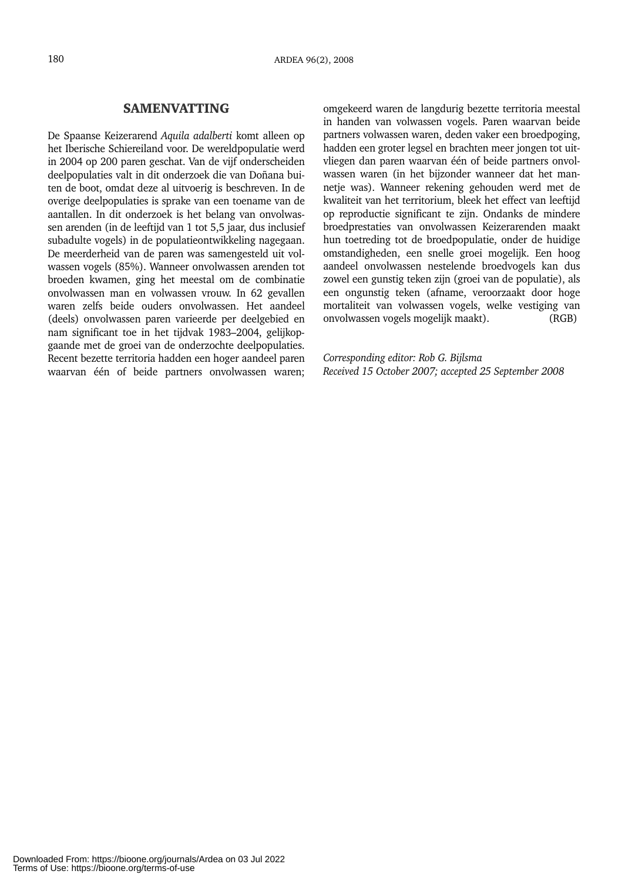## SAMENVATTING

De Spaanse Keizerarend *Aquila adalberti* komt alleen op het Iberische Schiereiland voor. De wereldpopulatie werd in 2004 op 200 paren geschat. Van de vijf onderscheiden deelpopulaties valt in dit onderzoek die van Doñana buiten de boot, omdat deze al uitvoerig is beschreven. In de overige deelpopulaties is sprake van een toename van de aantallen. In dit onderzoek is het belang van onvolwassen arenden (in de leeftijd van 1 tot 5,5 jaar, dus inclusief subadulte vogels) in de populatieontwikkeling nagegaan. De meerderheid van de paren was samengesteld uit volwassen vogels (85%). Wanneer onvolwassen arenden tot broeden kwamen, ging het meestal om de combinatie onvolwassen man en volwassen vrouw. In 62 gevallen waren zelfs beide ouders onvolwassen. Het aandeel (deels) onvolwassen paren varieerde per deelgebied en nam significant toe in het tijdvak 1983–2004, gelijkopgaande met de groei van de onderzochte deelpopulaties. Recent bezette territoria hadden een hoger aandeel paren waarvan één of beide partners onvolwassen waren; omgekeerd waren de langdurig bezette territoria meestal in handen van volwassen vogels. Paren waarvan beide partners volwassen waren, deden vaker een broedpoging, hadden een groter legsel en brachten meer jongen tot uitvliegen dan paren waarvan één of beide partners onvolwassen waren (in het bijzonder wanneer dat het mannetje was). Wanneer rekening gehouden werd met de kwaliteit van het territorium, bleek het effect van leeftijd op reproductie significant te zijn. Ondanks de mindere broedprestaties van onvolwassen Keizerarenden maakt hun toetreding tot de broedpopulatie, onder de huidige omstandigheden, een snelle groei mogelijk. Een hoog aandeel onvolwassen nestelende broedvogels kan dus zowel een gunstig teken zijn (groei van de populatie), als een ongunstig teken (afname, veroorzaakt door hoge mortaliteit van volwassen vogels, welke vestiging van onvolwassen vogels mogelijk maakt). (RGB)

*Corresponding editor: Rob G. Bijlsma*
*Received 15 October 2007; accepted 25 September 2008*